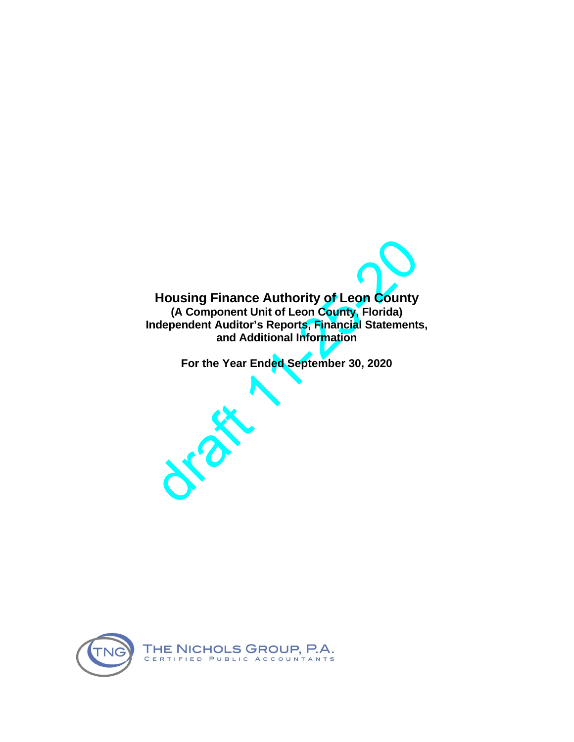# Housing Finance Authority of Leon County

**(A Component Unit of Leon County, Florida)**

**Independent Auditor's Reports, Financial Statements, and Additional Information**

**For the Year Ended September 30, 2020**

draft 11-25-20

THE NICHOLS GROUP, P.A.
CERTIFIED PUBLIC ACCOUNTANTS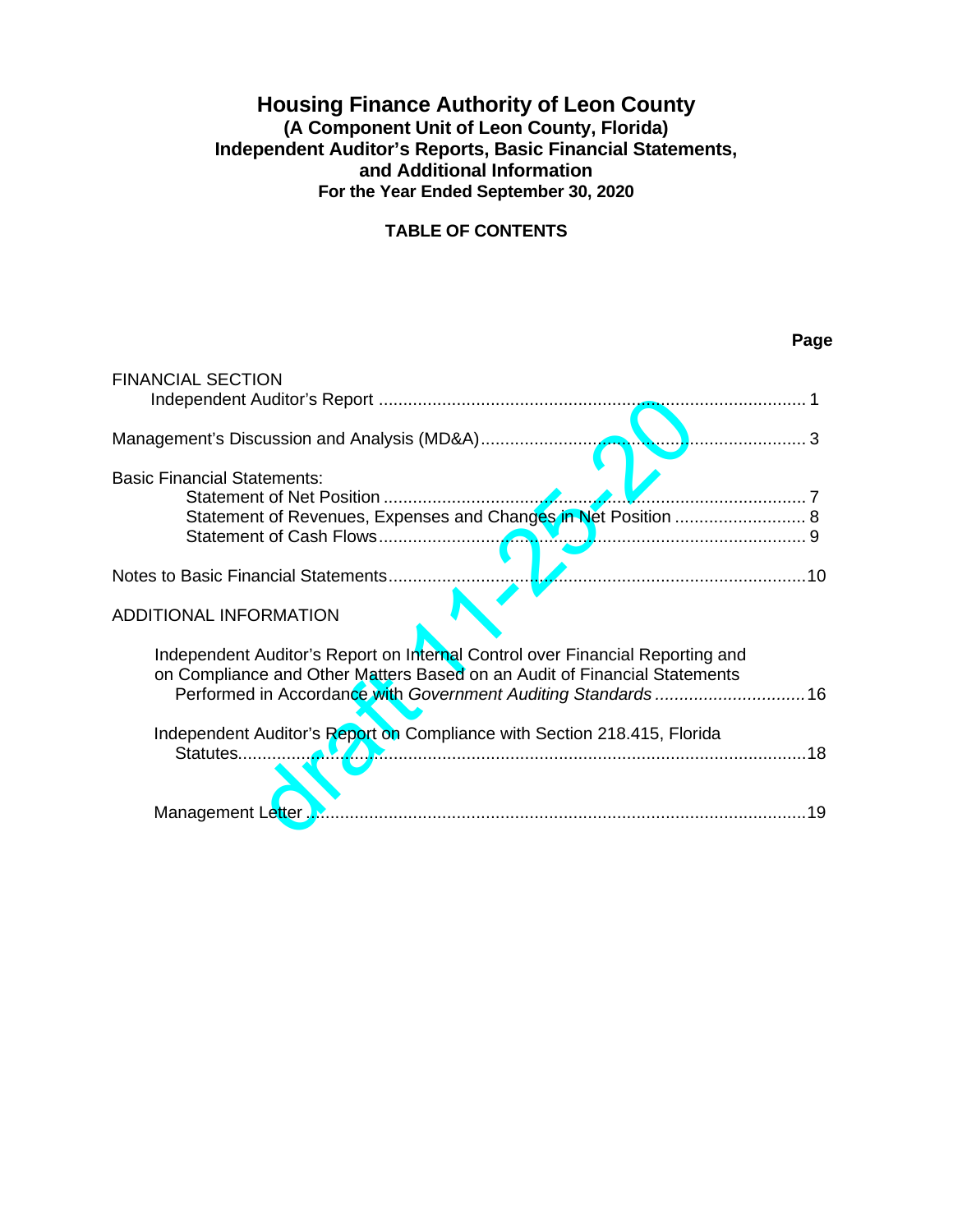# Housing Finance Authority of Leon County

**(A Component Unit of Leon County, Florida)**
**Independent Auditor's Reports, Basic Financial Statements,**
**and Additional Information**
**For the Year Ended September 30, 2020**

## TABLE OF CONTENTS

| | Page |
|---|---|
| FINANCIAL SECTION | |
| Independent Auditor's Report | 1 |
| Management's Discussion and Analysis (MD&A) | 3 |
| Basic Financial Statements: | |
| Statement of Net Position | 7 |
| Statement of Revenues, Expenses and Changes in Net Position | 8 |
| Statement of Cash Flows | 9 |
| Notes to Basic Financial Statements | 10 |
| ADDITIONAL INFORMATION | |
| Independent Auditor's Report on Internal Control over Financial Reporting and on Compliance and Other Matters Based on an Audit of Financial Statements Performed in Accordance with *Government Auditing Standards* | 16 |
| Independent Auditor's Report on Compliance with Section 218.415, Florida Statutes | 18 |
| Management Letter | 19 |

draft 11-25-20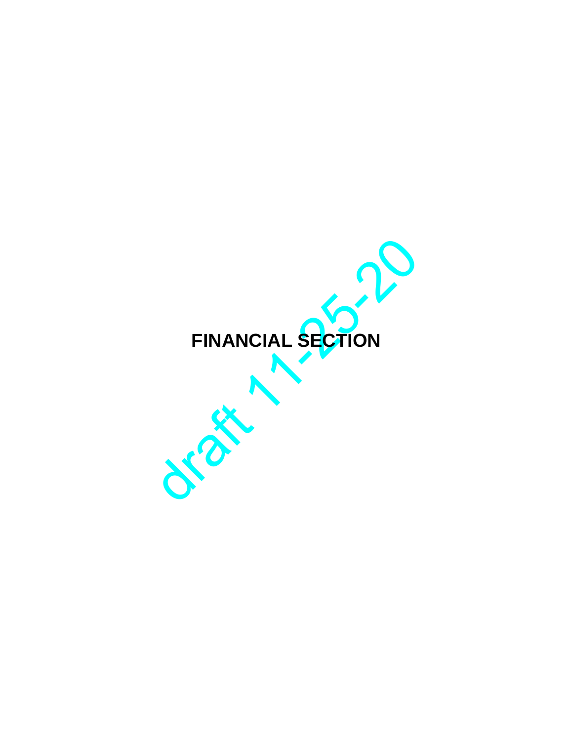# FINANCIAL SECTION

draft 11-25-20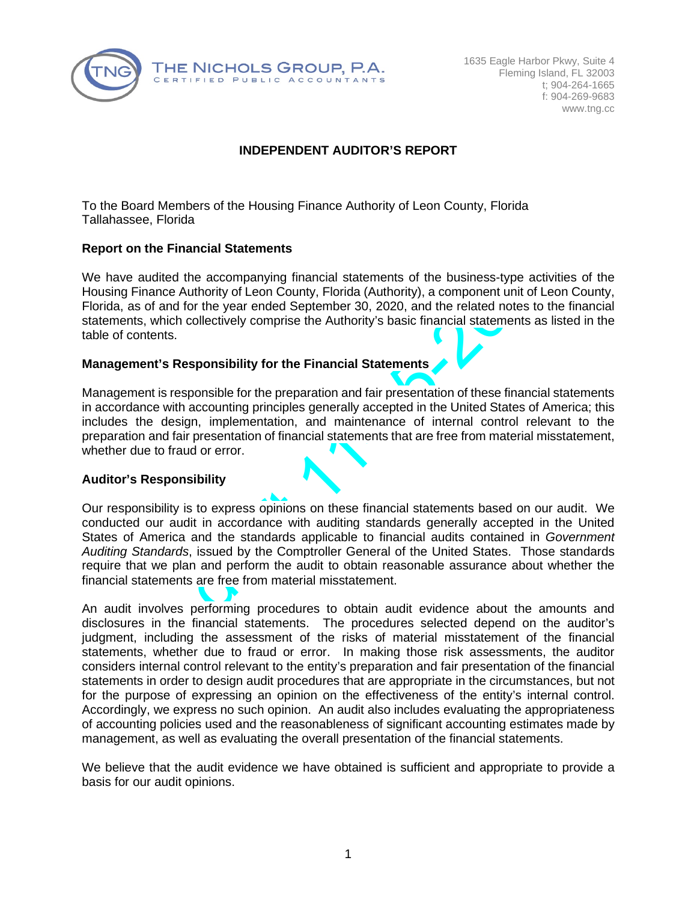**THE NICHOLS GROUP, P.A.**
CERTIFIED PUBLIC ACCOUNTANTS

1635 Eagle Harbor Pkwy, Suite 4
Fleming Island, FL 32003
t; 904-264-1665
f: 904-269-9683
www.tng.cc

# INDEPENDENT AUDITOR'S REPORT

To the Board Members of the Housing Finance Authority of Leon County, Florida
Tallahassee, Florida

## Report on the Financial Statements

We have audited the accompanying financial statements of the business-type activities of the Housing Finance Authority of Leon County, Florida (Authority), a component unit of Leon County, Florida, as of and for the year ended September 30, 2020, and the related notes to the financial statements, which collectively comprise the Authority's basic financial statements as listed in the table of contents.

## Management's Responsibility for the Financial Statements

Management is responsible for the preparation and fair presentation of these financial statements in accordance with accounting principles generally accepted in the United States of America; this includes the design, implementation, and maintenance of internal control relevant to the preparation and fair presentation of financial statements that are free from material misstatement, whether due to fraud or error.

## Auditor's Responsibility

Our responsibility is to express opinions on these financial statements based on our audit. We conducted our audit in accordance with auditing standards generally accepted in the United States of America and the standards applicable to financial audits contained in *Government Auditing Standards*, issued by the Comptroller General of the United States. Those standards require that we plan and perform the audit to obtain reasonable assurance about whether the financial statements are free from material misstatement.

An audit involves performing procedures to obtain audit evidence about the amounts and disclosures in the financial statements. The procedures selected depend on the auditor's judgment, including the assessment of the risks of material misstatement of the financial statements, whether due to fraud or error. In making those risk assessments, the auditor considers internal control relevant to the entity's preparation and fair presentation of the financial statements in order to design audit procedures that are appropriate in the circumstances, but not for the purpose of expressing an opinion on the effectiveness of the entity's internal control. Accordingly, we express no such opinion. An audit also includes evaluating the appropriateness of accounting policies used and the reasonableness of significant accounting estimates made by management, as well as evaluating the overall presentation of the financial statements.

We believe that the audit evidence we have obtained is sufficient and appropriate to provide a basis for our audit opinions.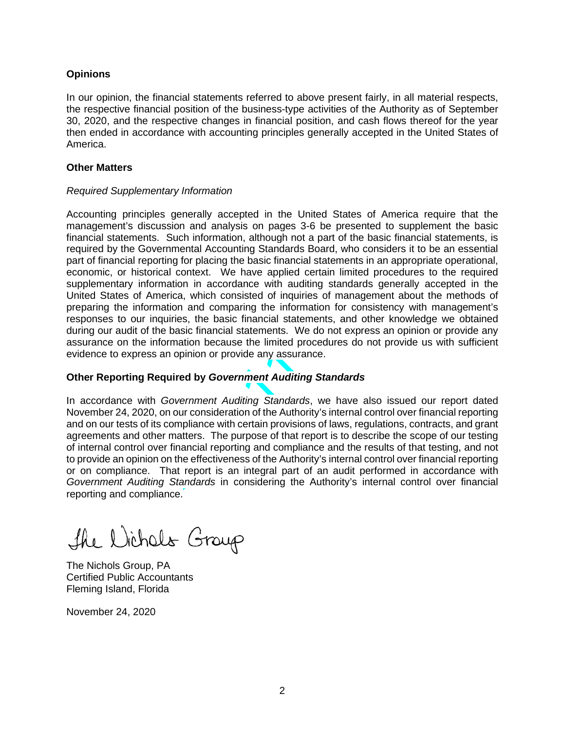## Opinions

In our opinion, the financial statements referred to above present fairly, in all material respects, the respective financial position of the business-type activities of the Authority as of September 30, 2020, and the respective changes in financial position, and cash flows thereof for the year then ended in accordance with accounting principles generally accepted in the United States of America.

## Other Matters

*Required Supplementary Information*

Accounting principles generally accepted in the United States of America require that the management's discussion and analysis on pages 3-6 be presented to supplement the basic financial statements. Such information, although not a part of the basic financial statements, is required by the Governmental Accounting Standards Board, who considers it to be an essential part of financial reporting for placing the basic financial statements in an appropriate operational, economic, or historical context. We have applied certain limited procedures to the required supplementary information in accordance with auditing standards generally accepted in the United States of America, which consisted of inquiries of management about the methods of preparing the information and comparing the information for consistency with management's responses to our inquiries, the basic financial statements, and other knowledge we obtained during our audit of the basic financial statements. We do not express an opinion or provide any assurance on the information because the limited procedures do not provide us with sufficient evidence to express an opinion or provide any assurance.

## Other Reporting Required by *Government Auditing Standards*

In accordance with *Government Auditing Standards*, we have also issued our report dated November 24, 2020, on our consideration of the Authority's internal control over financial reporting and on our tests of its compliance with certain provisions of laws, regulations, contracts, and grant agreements and other matters. The purpose of that report is to describe the scope of our testing of internal control over financial reporting and compliance and the results of that testing, and not to provide an opinion on the effectiveness of the Authority's internal control over financial reporting or on compliance. That report is an integral part of an audit performed in accordance with *Government Auditing Standards* in considering the Authority's internal control over financial reporting and compliance.

The Nichols Group

The Nichols Group, PA
Certified Public Accountants
Fleming Island, Florida

November 24, 2020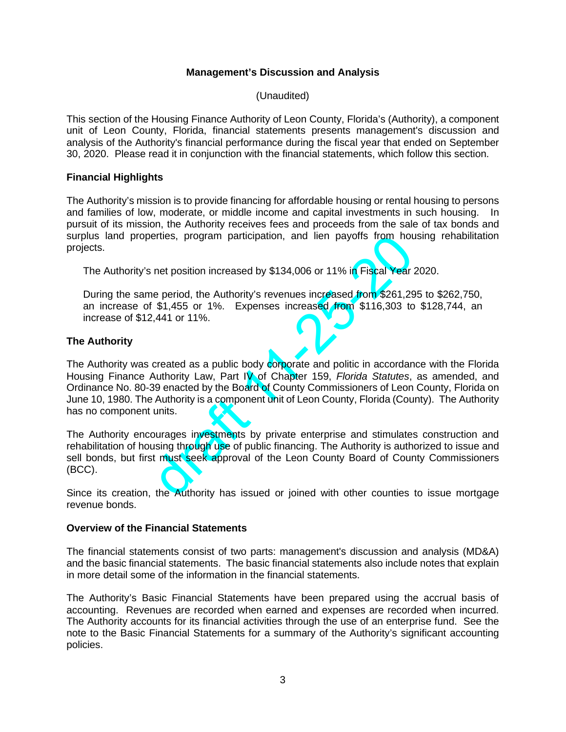## Management's Discussion and Analysis

(Unaudited)

This section of the Housing Finance Authority of Leon County, Florida's (Authority), a component unit of Leon County, Florida, financial statements presents management's discussion and analysis of the Authority's financial performance during the fiscal year that ended on September 30, 2020. Please read it in conjunction with the financial statements, which follow this section.

### Financial Highlights

The Authority's mission is to provide financing for affordable housing or rental housing to persons and families of low, moderate, or middle income and capital investments in such housing. In pursuit of its mission, the Authority receives fees and proceeds from the sale of tax bonds and surplus land properties, program participation, and lien payoffs from housing rehabilitation projects.

The Authority's net position increased by $134,006 or 11% in Fiscal Year 2020.

During the same period, the Authority's revenues increased from $261,295 to $262,750, an increase of $1,455 or 1%. Expenses increased from $116,303 to $128,744, an increase of $12,441 or 11%.

### The Authority

The Authority was created as a public body corporate and politic in accordance with the Florida Housing Finance Authority Law, Part IV of Chapter 159, *Florida Statutes*, as amended, and Ordinance No. 80-39 enacted by the Board of County Commissioners of Leon County, Florida on June 10, 1980. The Authority is a component unit of Leon County, Florida (County). The Authority has no component units.

The Authority encourages investments by private enterprise and stimulates construction and rehabilitation of housing through use of public financing. The Authority is authorized to issue and sell bonds, but first must seek approval of the Leon County Board of County Commissioners (BCC).

Since its creation, the Authority has issued or joined with other counties to issue mortgage revenue bonds.

### Overview of the Financial Statements

The financial statements consist of two parts: management's discussion and analysis (MD&A) and the basic financial statements. The basic financial statements also include notes that explain in more detail some of the information in the financial statements.

The Authority's Basic Financial Statements have been prepared using the accrual basis of accounting. Revenues are recorded when earned and expenses are recorded when incurred. The Authority accounts for its financial activities through the use of an enterprise fund. See the note to the Basic Financial Statements for a summary of the Authority's significant accounting policies.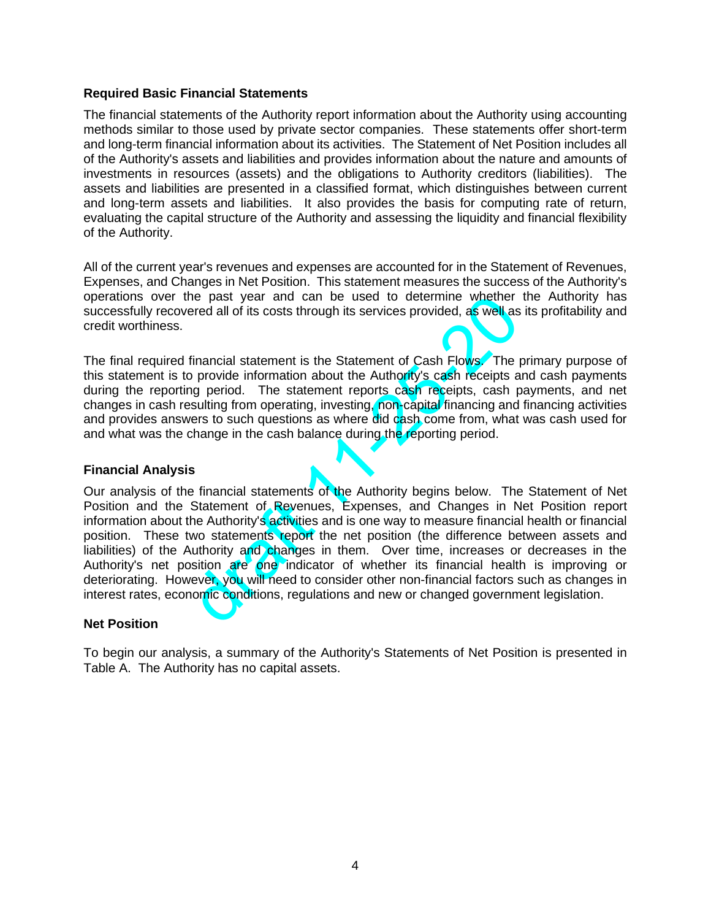## Required Basic Financial Statements

The financial statements of the Authority report information about the Authority using accounting methods similar to those used by private sector companies. These statements offer short-term and long-term financial information about its activities. The Statement of Net Position includes all of the Authority's assets and liabilities and provides information about the nature and amounts of investments in resources (assets) and the obligations to Authority creditors (liabilities). The assets and liabilities are presented in a classified format, which distinguishes between current and long-term assets and liabilities. It also provides the basis for computing rate of return, evaluating the capital structure of the Authority and assessing the liquidity and financial flexibility of the Authority.

All of the current year's revenues and expenses are accounted for in the Statement of Revenues, Expenses, and Changes in Net Position. This statement measures the success of the Authority's operations over the past year and can be used to determine whether the Authority has successfully recovered all of its costs through its services provided, as well as its profitability and credit worthiness.

The final required financial statement is the Statement of Cash Flows. The primary purpose of this statement is to provide information about the Authority's cash receipts and cash payments during the reporting period. The statement reports cash receipts, cash payments, and net changes in cash resulting from operating, investing, non-capital financing and financing activities and provides answers to such questions as where did cash come from, what was cash used for and what was the change in the cash balance during the reporting period.

## Financial Analysis

Our analysis of the financial statements of the Authority begins below. The Statement of Net Position and the Statement of Revenues, Expenses, and Changes in Net Position report information about the Authority's activities and is one way to measure financial health or financial position. These two statements report the net position (the difference between assets and liabilities) of the Authority and changes in them. Over time, increases or decreases in the Authority's net position are one indicator of whether its financial health is improving or deteriorating. However, you will need to consider other non-financial factors such as changes in interest rates, economic conditions, regulations and new or changed government legislation.

## Net Position

To begin our analysis, a summary of the Authority's Statements of Net Position is presented in Table A. The Authority has no capital assets.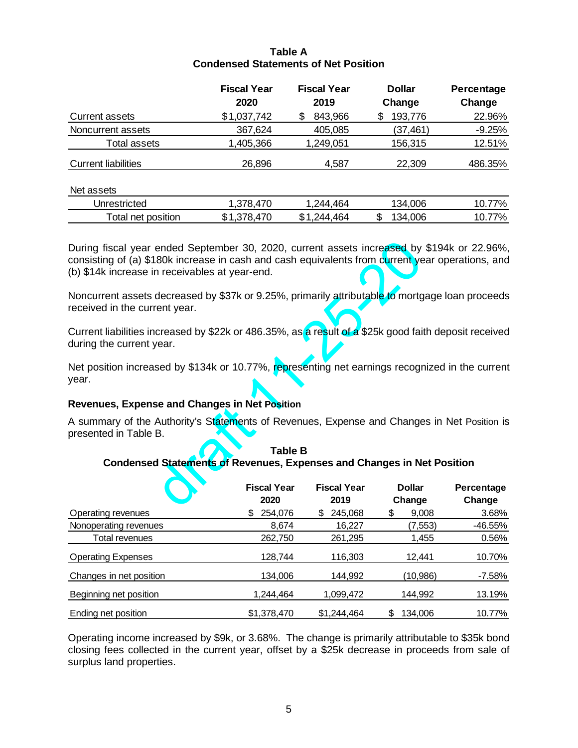**Table A**
**Condensed Statements of Net Position**

| | Fiscal Year 2020 | Fiscal Year 2019 | Dollar Change | Percentage Change |
|---|---|---|---|---|
| Current assets | $1,037,742 | $ 843,966 | $ 193,776 | 22.96% |
| Noncurrent assets | 367,624 | 405,085 | (37,461) | -9.25% |
| Total assets | 1,405,366 | 1,249,051 | 156,315 | 12.51% |
| Current liabilities | 26,896 | 4,587 | 22,309 | 486.35% |
| Net assets | | | | |
| Unrestricted | 1,378,470 | 1,244,464 | 134,006 | 10.77% |
| Total net position | $1,378,470 | $1,244,464 | $ 134,006 | 10.77% |

During fiscal year ended September 30, 2020, current assets increased by $194k or 22.96%, consisting of (a) $180k increase in cash and cash equivalents from current year operations, and (b) $14k increase in receivables at year-end.

Noncurrent assets decreased by $37k or 9.25%, primarily attributable to mortgage loan proceeds received in the current year.

Current liabilities increased by $22k or 486.35%, as a result of a $25k good faith deposit received during the current year.

Net position increased by $134k or 10.77%, representing net earnings recognized in the current year.

### Revenues, Expense and Changes in Net Position

A summary of the Authority's Statements of Revenues, Expense and Changes in Net Position is presented in Table B.

**Table B**
**Condensed Statements of Revenues, Expenses and Changes in Net Position**

| | Fiscal Year 2020 | Fiscal Year 2019 | Dollar Change | Percentage Change |
|---|---|---|---|---|
| Operating revenues | $ 254,076 | $ 245,068 | $ 9,008 | 3.68% |
| Nonoperating revenues | 8,674 | 16,227 | (7,553) | -46.55% |
| Total revenues | 262,750 | 261,295 | 1,455 | 0.56% |
| Operating Expenses | 128,744 | 116,303 | 12,441 | 10.70% |
| Changes in net position | 134,006 | 144,992 | (10,986) | -7.58% |
| Beginning net position | 1,244,464 | 1,099,472 | 144,992 | 13.19% |
| Ending net position | $1,378,470 | $1,244,464 | $ 134,006 | 10.77% |

Operating income increased by $9k, or 3.68%. The change is primarily attributable to $35k bond closing fees collected in the current year, offset by a $25k decrease in proceeds from sale of surplus land properties.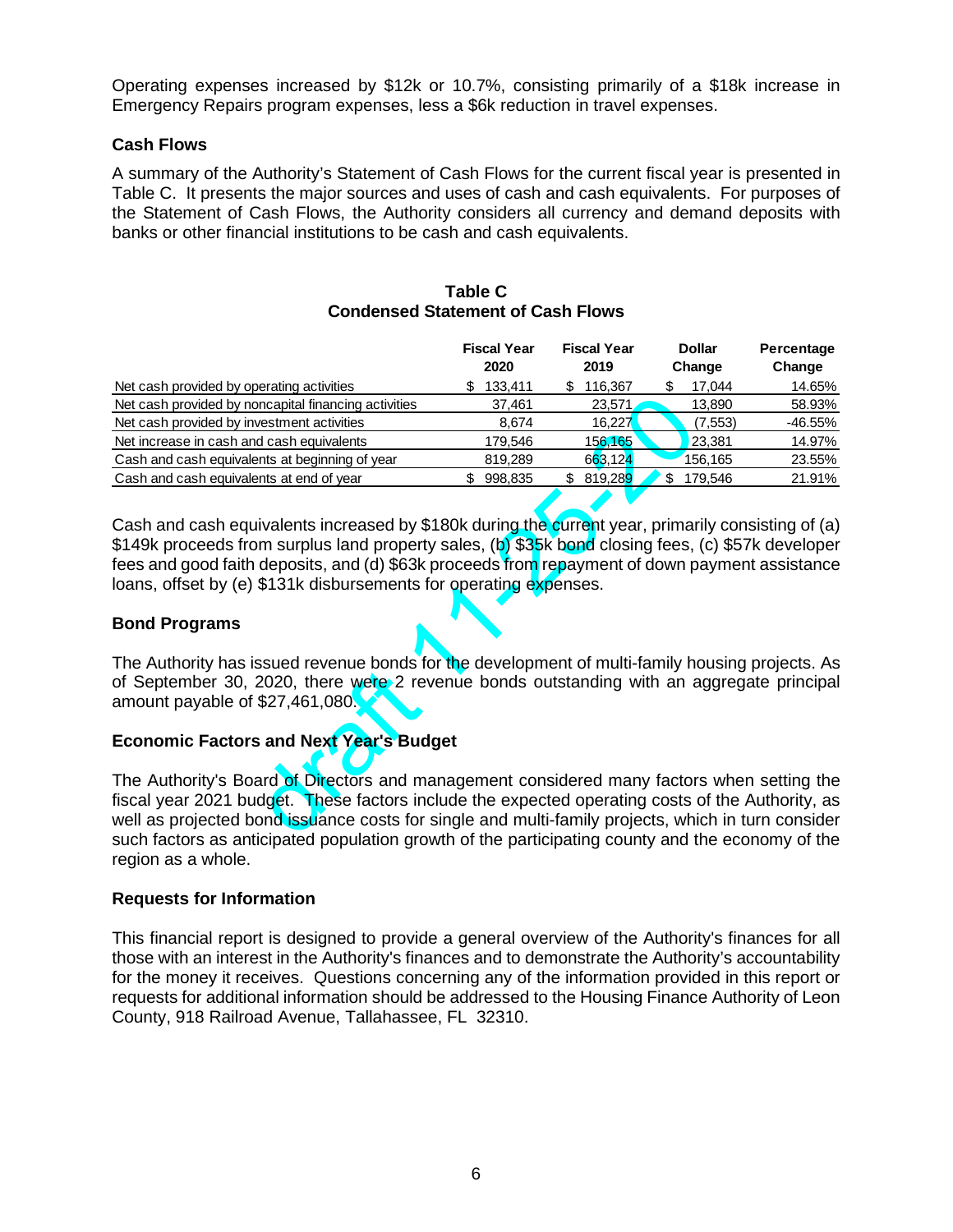Operating expenses increased by $12k or 10.7%, consisting primarily of a $18k increase in Emergency Repairs program expenses, less a $6k reduction in travel expenses.

### Cash Flows

A summary of the Authority's Statement of Cash Flows for the current fiscal year is presented in Table C. It presents the major sources and uses of cash and cash equivalents. For purposes of the Statement of Cash Flows, the Authority considers all currency and demand deposits with banks or other financial institutions to be cash and cash equivalents.

**Table C**
**Condensed Statement of Cash Flows**

| | Fiscal Year 2020 | Fiscal Year 2019 | Dollar Change | Percentage Change |
|---|---|---|---|---|
| Net cash provided by operating activities | $ 133,411 | $ 116,367 | $ 17,044 | 14.65% |
| Net cash provided by noncapital financing activities | 37,461 | 23,571 | 13,890 | 58.93% |
| Net cash provided by investment activities | 8,674 | 16,227 | (7,553) | -46.55% |
| Net increase in cash and cash equivalents | 179,546 | 156,165 | 23,381 | 14.97% |
| Cash and cash equivalents at beginning of year | 819,289 | 663,124 | 156,165 | 23.55% |
| Cash and cash equivalents at end of year | $ 998,835 | $ 819,289 | $ 179,546 | 21.91% |

Cash and cash equivalents increased by $180k during the current year, primarily consisting of (a) $149k proceeds from surplus land property sales, (b) $35k bond closing fees, (c) $57k developer fees and good faith deposits, and (d) $63k proceeds from repayment of down payment assistance loans, offset by (e) $131k disbursements for operating expenses.

### Bond Programs

The Authority has issued revenue bonds for the development of multi-family housing projects. As of September 30, 2020, there were 2 revenue bonds outstanding with an aggregate principal amount payable of $27,461,080.

### Economic Factors and Next Year's Budget

The Authority's Board of Directors and management considered many factors when setting the fiscal year 2021 budget. These factors include the expected operating costs of the Authority, as well as projected bond issuance costs for single and multi-family projects, which in turn consider such factors as anticipated population growth of the participating county and the economy of the region as a whole.

### Requests for Information

This financial report is designed to provide a general overview of the Authority's finances for all those with an interest in the Authority's finances and to demonstrate the Authority's accountability for the money it receives. Questions concerning any of the information provided in this report or requests for additional information should be addressed to the Housing Finance Authority of Leon County, 918 Railroad Avenue, Tallahassee, FL 32310.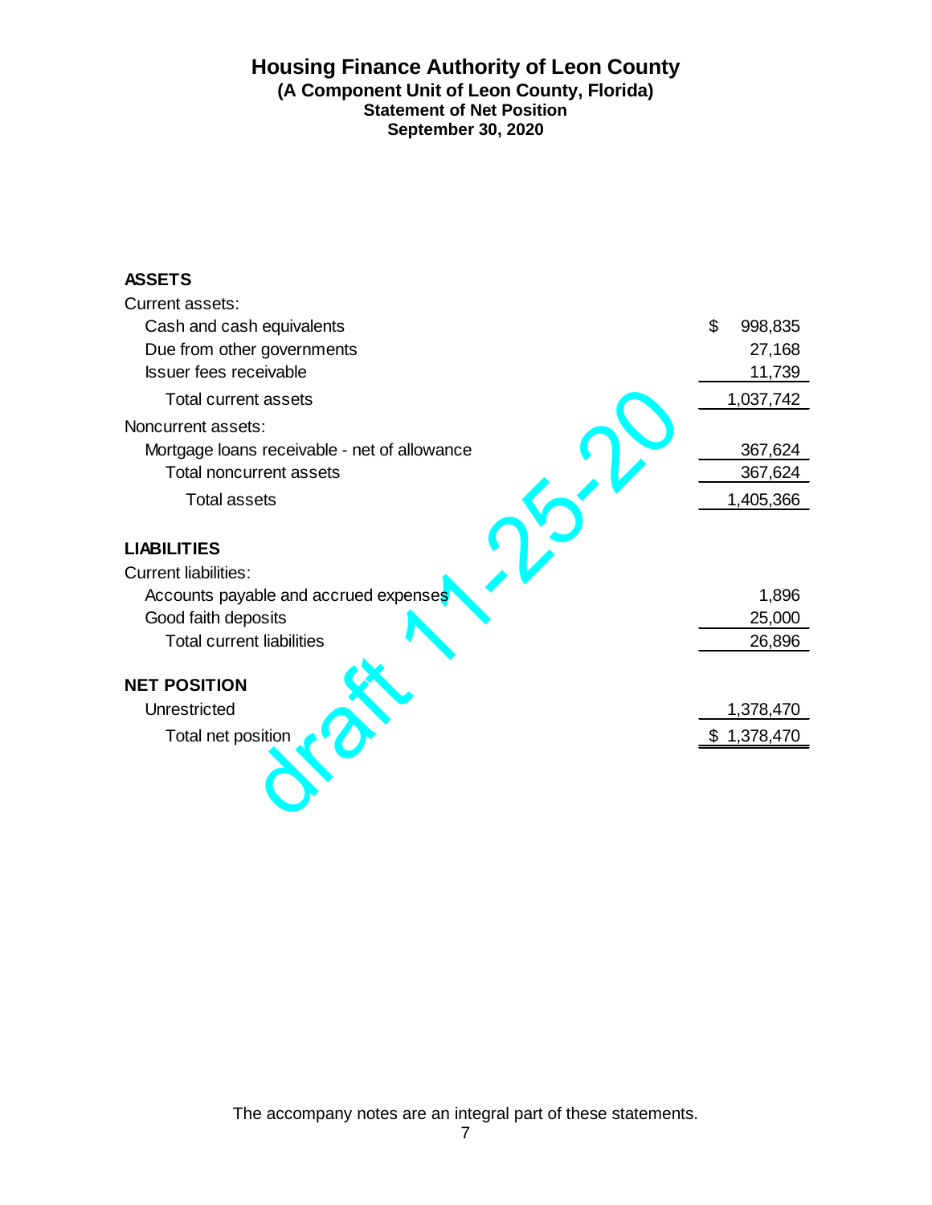# Housing Finance Authority of Leon County

## (A Component Unit of Leon County, Florida)

### Statement of Net Position

### September 30, 2020

draft 11-25-20

| | |
|---|---|
| **ASSETS** | |
| Current assets: | |
| Cash and cash equivalents | $ 998,835 |
| Due from other governments | 27,168 |
| Issuer fees receivable | 11,739 |
| Total current assets | 1,037,742 |
| Noncurrent assets: | |
| Mortgage loans receivable - net of allowance | 367,624 |
| Total noncurrent assets | 367,624 |
| Total assets | 1,405,366 |
| **LIABILITIES** | |
| Current liabilities: | |
| Accounts payable and accrued expenses | 1,896 |
| Good faith deposits | 25,000 |
| Total current liabilities | 26,896 |
| **NET POSITION** | |
| Unrestricted | 1,378,470 |
| Total net position | $ 1,378,470 |

The accompany notes are an integral part of these statements.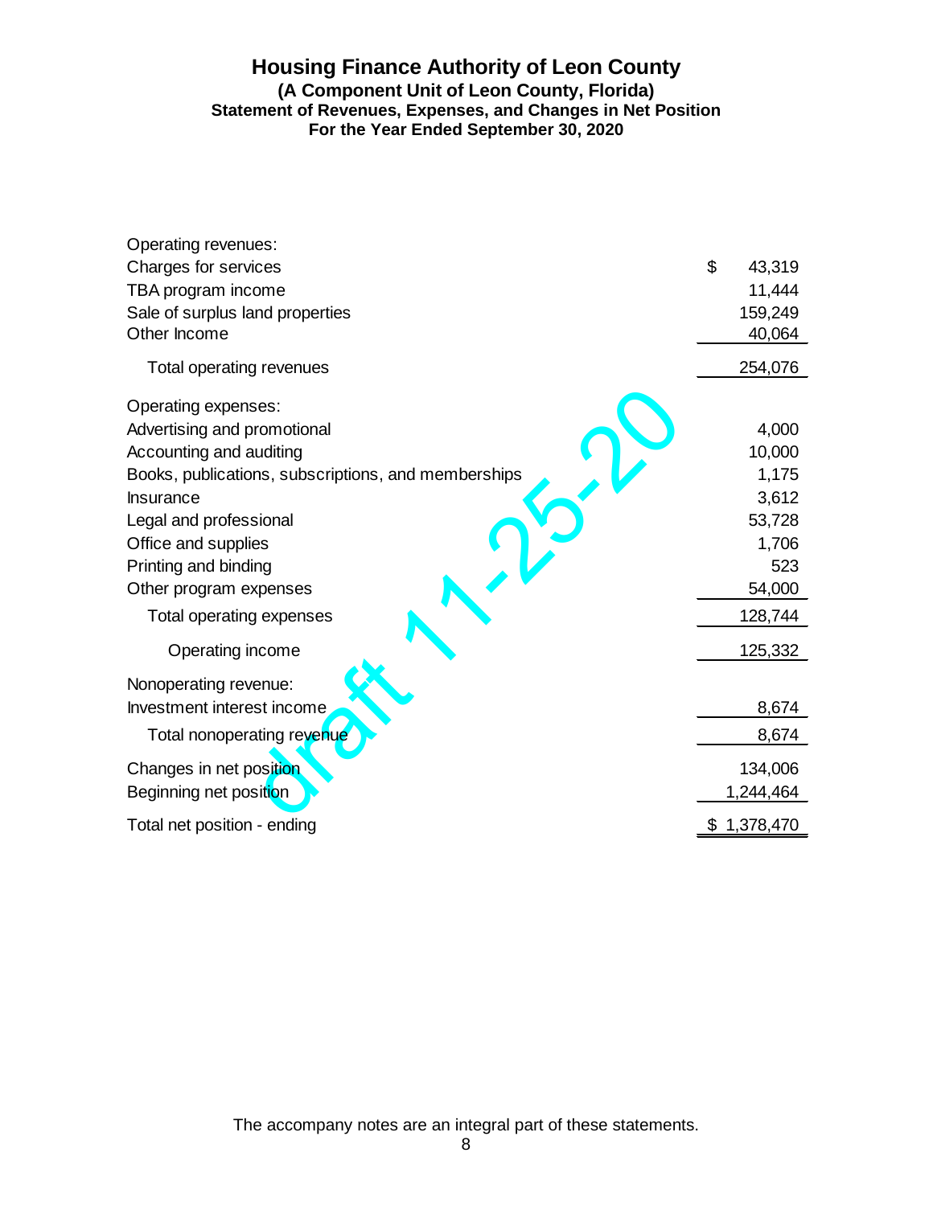# Housing Finance Authority of Leon County

**(A Component Unit of Leon County, Florida)**

**Statement of Revenues, Expenses, and Changes in Net Position**

**For the Year Ended September 30, 2020**

| | |
|---|---|
| Operating revenues: | |
| Charges for services | $ 43,319 |
| TBA program income | 11,444 |
| Sale of surplus land properties | 159,249 |
| Other Income | 40,064 |
| Total operating revenues | 254,076 |
| Operating expenses: | |
| Advertising and promotional | 4,000 |
| Accounting and auditing | 10,000 |
| Books, publications, subscriptions, and memberships | 1,175 |
| Insurance | 3,612 |
| Legal and professional | 53,728 |
| Office and supplies | 1,706 |
| Printing and binding | 523 |
| Other program expenses | 54,000 |
| Total operating expenses | 128,744 |
| Operating income | 125,332 |
| Nonoperating revenue: | |
| Investment interest income | 8,674 |
| Total nonoperating revenue | 8,674 |
| Changes in net position | 134,006 |
| Beginning net position | 1,244,464 |
| Total net position - ending | $ 1,378,470 |

draft 11-25-20

The accompany notes are an integral part of these statements.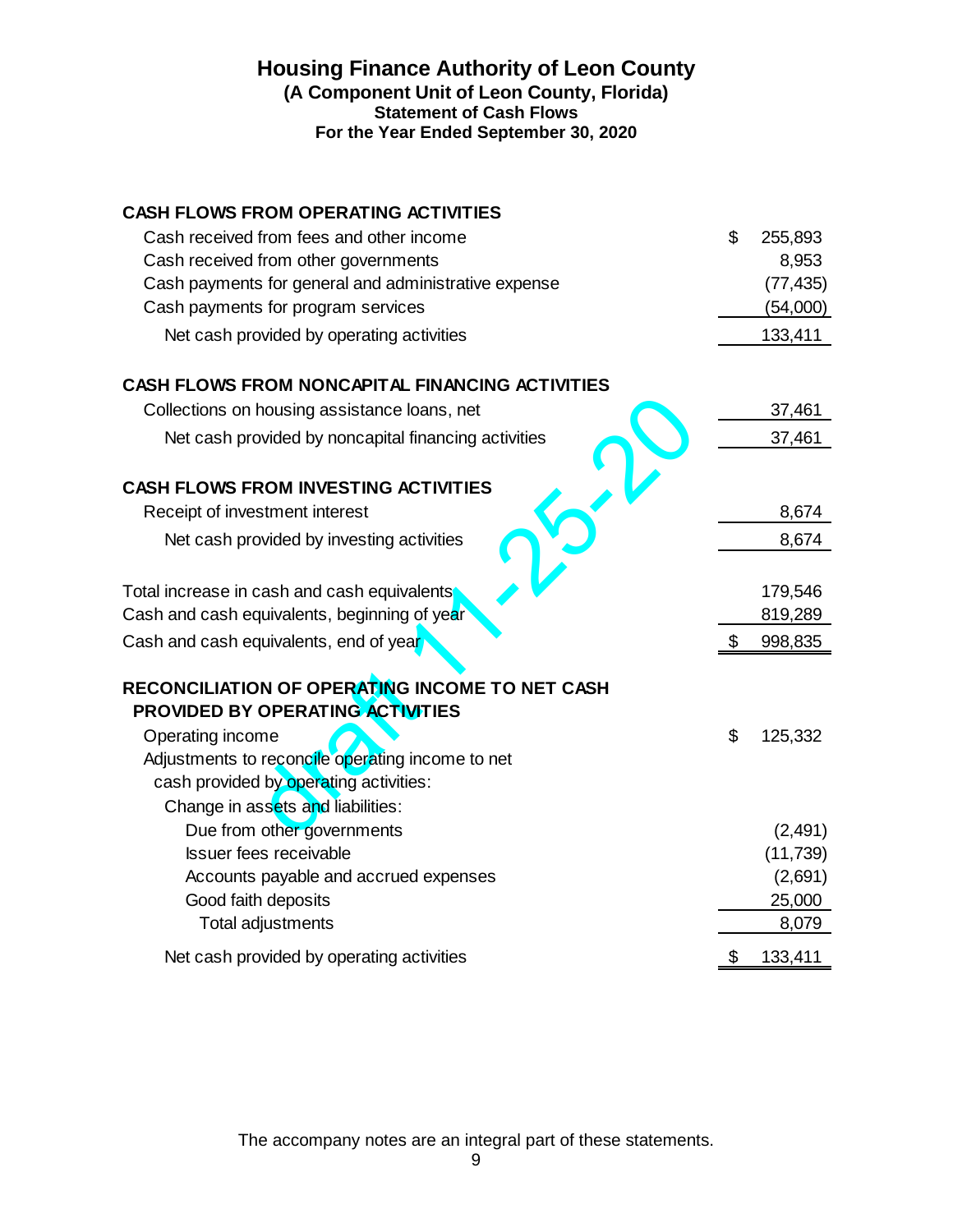# Housing Finance Authority of Leon County
## (A Component Unit of Leon County, Florida)
### Statement of Cash Flows
### For the Year Ended September 30, 2020

| | |
|---|---|
| **CASH FLOWS FROM OPERATING ACTIVITIES** | |
| Cash received from fees and other income | $ 255,893 |
| Cash received from other governments | 8,953 |
| Cash payments for general and administrative expense | (77,435) |
| Cash payments for program services | (54,000) |
| Net cash provided by operating activities | 133,411 |
| **CASH FLOWS FROM NONCAPITAL FINANCING ACTIVITIES** | |
| Collections on housing assistance loans, net | 37,461 |
| Net cash provided by noncapital financing activities | 37,461 |
| **CASH FLOWS FROM INVESTING ACTIVITIES** | |
| Receipt of investment interest | 8,674 |
| Net cash provided by investing activities | 8,674 |
| Total increase in cash and cash equivalents | 179,546 |
| Cash and cash equivalents, beginning of year | 819,289 |
| Cash and cash equivalents, end of year | $ 998,835 |
| **RECONCILIATION OF OPERATING INCOME TO NET CASH PROVIDED BY OPERATING ACTIVITIES** | |
| Operating income | $ 125,332 |
| Adjustments to reconcile operating income to net cash provided by operating activities: | |
| Change in assets and liabilities: | |
| Due from other governments | (2,491) |
| Issuer fees receivable | (11,739) |
| Accounts payable and accrued expenses | (2,691) |
| Good faith deposits | 25,000 |
| Total adjustments | 8,079 |
| Net cash provided by operating activities | $ 133,411 |

The accompany notes are an integral part of these statements.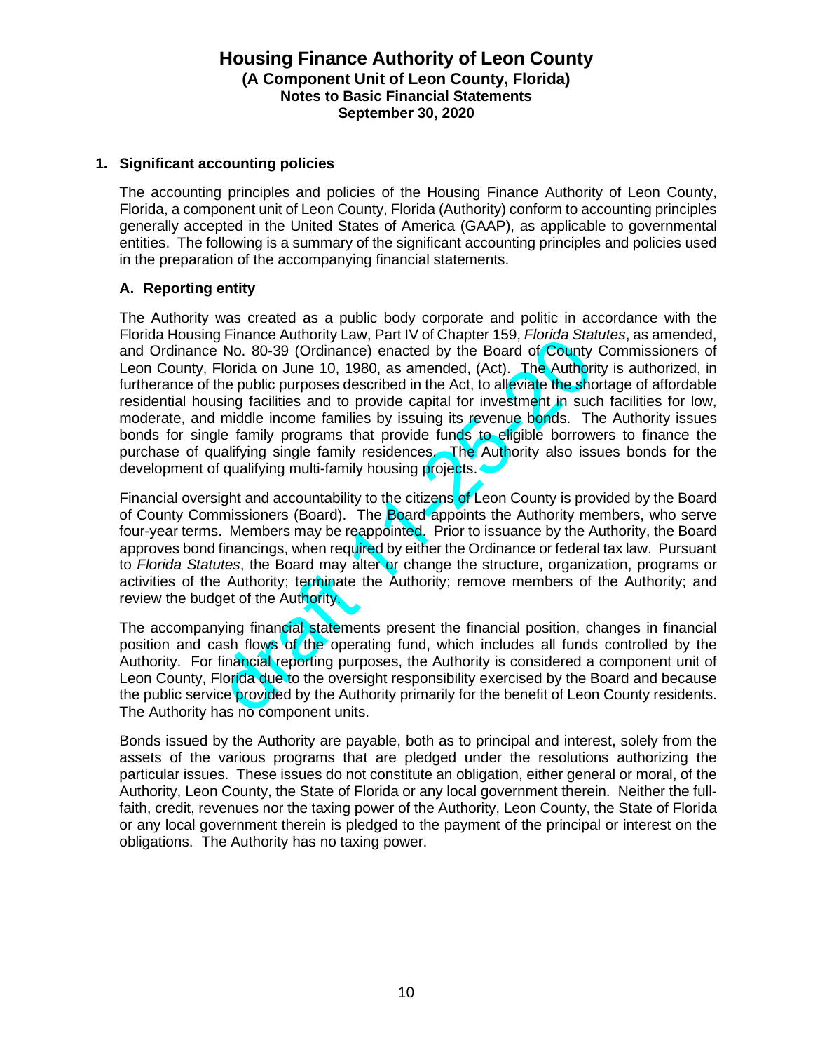# Housing Finance Authority of Leon County
## (A Component Unit of Leon County, Florida)
### Notes to Basic Financial Statements
### September 30, 2020

## 1. Significant accounting policies

The accounting principles and policies of the Housing Finance Authority of Leon County, Florida, a component unit of Leon County, Florida (Authority) conform to accounting principles generally accepted in the United States of America (GAAP), as applicable to governmental entities. The following is a summary of the significant accounting principles and policies used in the preparation of the accompanying financial statements.

### A. Reporting entity

The Authority was created as a public body corporate and politic in accordance with the Florida Housing Finance Authority Law, Part IV of Chapter 159, *Florida Statutes*, as amended, and Ordinance No. 80-39 (Ordinance) enacted by the Board of County Commissioners of Leon County, Florida on June 10, 1980, as amended, (Act). The Authority is authorized, in furtherance of the public purposes described in the Act, to alleviate the shortage of affordable residential housing facilities and to provide capital for investment in such facilities for low, moderate, and middle income families by issuing its revenue bonds. The Authority issues bonds for single family programs that provide funds to eligible borrowers to finance the purchase of qualifying single family residences. The Authority also issues bonds for the development of qualifying multi-family housing projects.

Financial oversight and accountability to the citizens of Leon County is provided by the Board of County Commissioners (Board). The Board appoints the Authority members, who serve four-year terms. Members may be reappointed. Prior to issuance by the Authority, the Board approves bond financings, when required by either the Ordinance or federal tax law. Pursuant to *Florida Statutes*, the Board may alter or change the structure, organization, programs or activities of the Authority; terminate the Authority; remove members of the Authority; and review the budget of the Authority.

The accompanying financial statements present the financial position, changes in financial position and cash flows of the operating fund, which includes all funds controlled by the Authority. For financial reporting purposes, the Authority is considered a component unit of Leon County, Florida due to the oversight responsibility exercised by the Board and because the public service provided by the Authority primarily for the benefit of Leon County residents. The Authority has no component units.

Bonds issued by the Authority are payable, both as to principal and interest, solely from the assets of the various programs that are pledged under the resolutions authorizing the particular issues. These issues do not constitute an obligation, either general or moral, of the Authority, Leon County, the State of Florida or any local government therein. Neither the full-faith, credit, revenues nor the taxing power of the Authority, Leon County, the State of Florida or any local government therein is pledged to the payment of the principal or interest on the obligations. The Authority has no taxing power.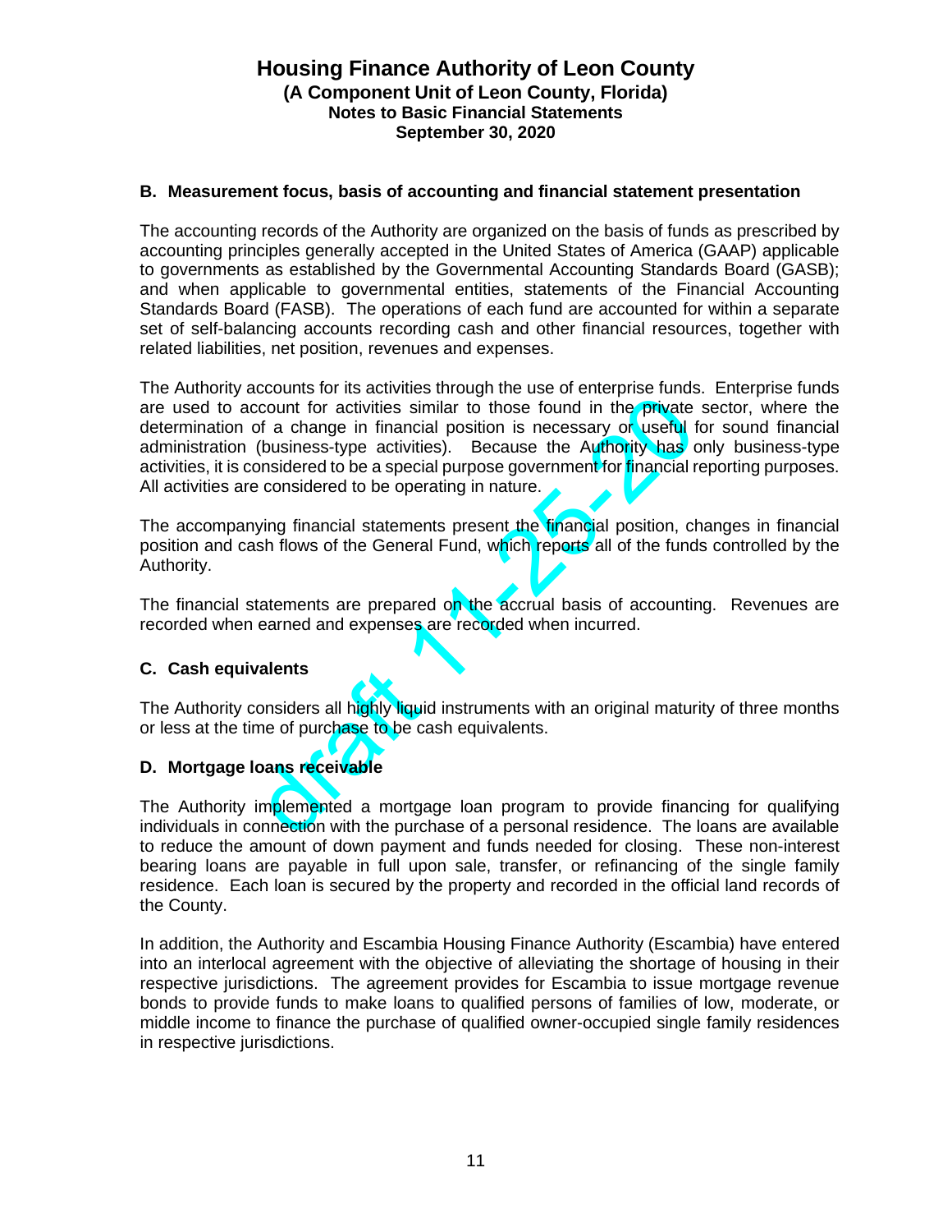### B. Measurement focus, basis of accounting and financial statement presentation

The accounting records of the Authority are organized on the basis of funds as prescribed by accounting principles generally accepted in the United States of America (GAAP) applicable to governments as established by the Governmental Accounting Standards Board (GASB); and when applicable to governmental entities, statements of the Financial Accounting Standards Board (FASB). The operations of each fund are accounted for within a separate set of self-balancing accounts recording cash and other financial resources, together with related liabilities, net position, revenues and expenses.

The Authority accounts for its activities through the use of enterprise funds. Enterprise funds are used to account for activities similar to those found in the private sector, where the determination of a change in financial position is necessary or useful for sound financial administration (business-type activities). Because the Authority has only business-type activities, it is considered to be a special purpose government for financial reporting purposes. All activities are considered to be operating in nature.

The accompanying financial statements present the financial position, changes in financial position and cash flows of the General Fund, which reports all of the funds controlled by the Authority.

The financial statements are prepared on the accrual basis of accounting. Revenues are recorded when earned and expenses are recorded when incurred.

### C. Cash equivalents

The Authority considers all highly liquid instruments with an original maturity of three months or less at the time of purchase to be cash equivalents.

### D. Mortgage loans receivable

The Authority implemented a mortgage loan program to provide financing for qualifying individuals in connection with the purchase of a personal residence. The loans are available to reduce the amount of down payment and funds needed for closing. These non-interest bearing loans are payable in full upon sale, transfer, or refinancing of the single family residence. Each loan is secured by the property and recorded in the official land records of the County.

In addition, the Authority and Escambia Housing Finance Authority (Escambia) have entered into an interlocal agreement with the objective of alleviating the shortage of housing in their respective jurisdictions. The agreement provides for Escambia to issue mortgage revenue bonds to provide funds to make loans to qualified persons of families of low, moderate, or middle income to finance the purchase of qualified owner-occupied single family residences in respective jurisdictions.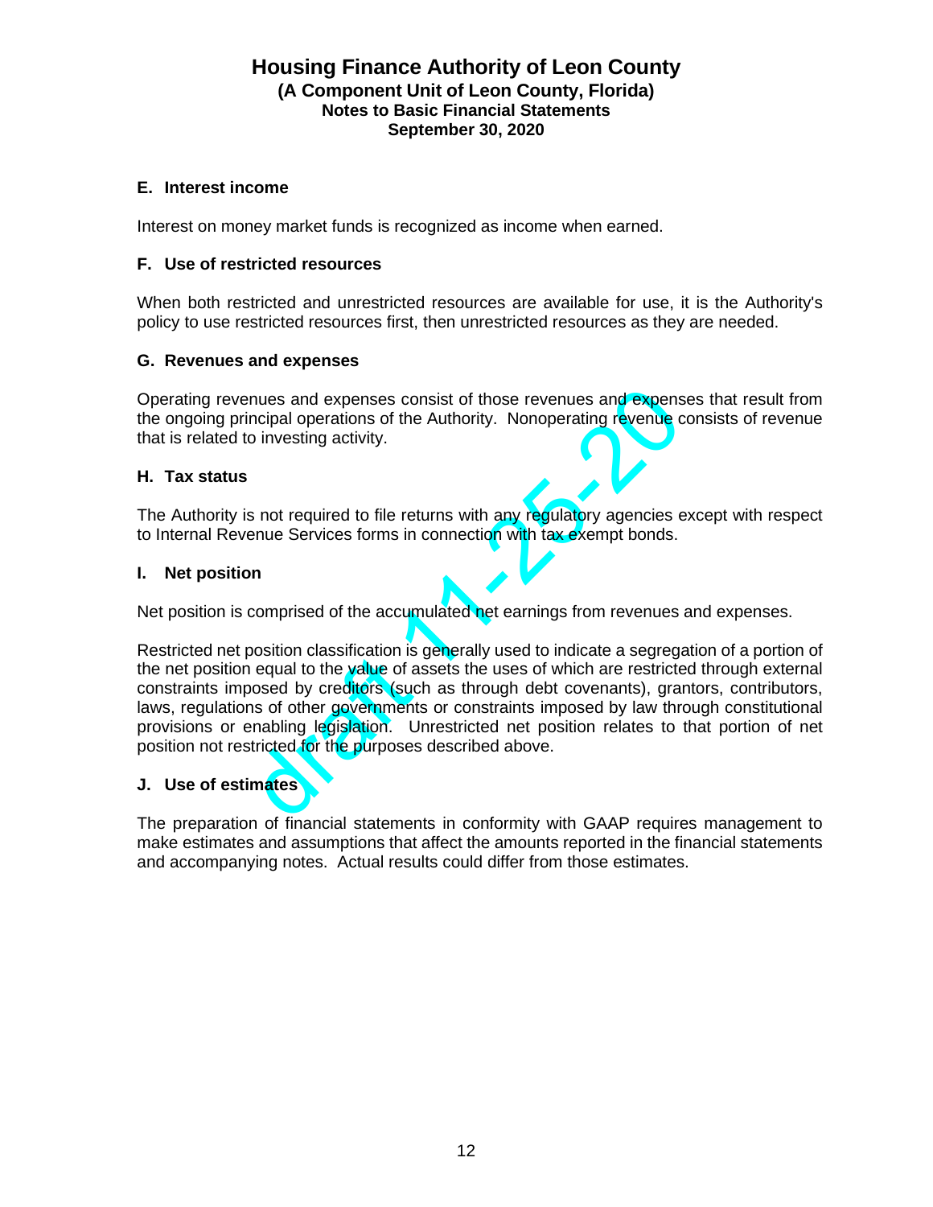### E. Interest income

Interest on money market funds is recognized as income when earned.

### F. Use of restricted resources

When both restricted and unrestricted resources are available for use, it is the Authority's policy to use restricted resources first, then unrestricted resources as they are needed.

### G. Revenues and expenses

Operating revenues and expenses consist of those revenues and expenses that result from the ongoing principal operations of the Authority. Nonoperating revenue consists of revenue that is related to investing activity.

### H. Tax status

The Authority is not required to file returns with any regulatory agencies except with respect to Internal Revenue Services forms in connection with tax exempt bonds.

### I. Net position

Net position is comprised of the accumulated net earnings from revenues and expenses.

Restricted net position classification is generally used to indicate a segregation of a portion of the net position equal to the value of assets the uses of which are restricted through external constraints imposed by creditors (such as through debt covenants), grantors, contributors, laws, regulations of other governments or constraints imposed by law through constitutional provisions or enabling legislation. Unrestricted net position relates to that portion of net position not restricted for the purposes described above.

### J. Use of estimates

The preparation of financial statements in conformity with GAAP requires management to make estimates and assumptions that affect the amounts reported in the financial statements and accompanying notes. Actual results could differ from those estimates.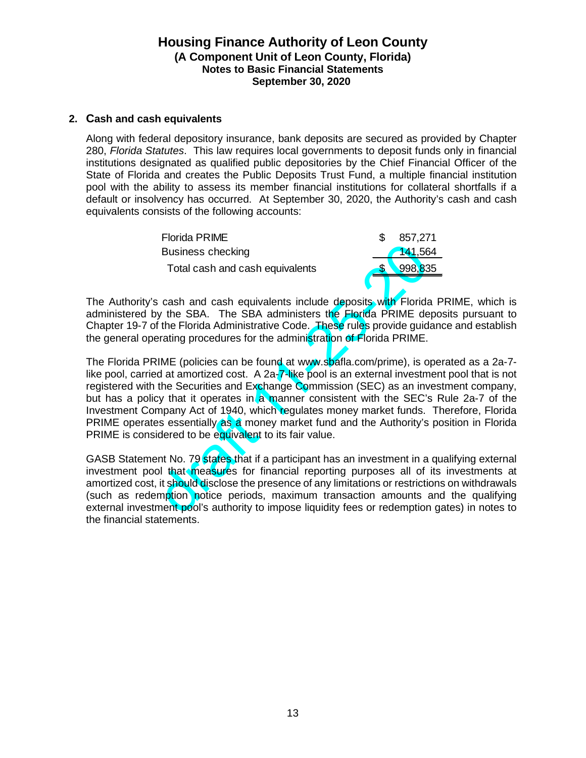## Housing Finance Authority of Leon County
### (A Component Unit of Leon County, Florida)
### Notes to Basic Financial Statements
### September 30, 2020

**2. Cash and cash equivalents**

Along with federal depository insurance, bank deposits are secured as provided by Chapter 280, *Florida Statutes*. This law requires local governments to deposit funds only in financial institutions designated as qualified public depositories by the Chief Financial Officer of the State of Florida and creates the Public Deposits Trust Fund, a multiple financial institution pool with the ability to assess its member financial institutions for collateral shortfalls if a default or insolvency has occurred. At September 30, 2020, the Authority's cash and cash equivalents consists of the following accounts:

| | |
|---|---|
| Florida PRIME | $ 857,271 |
| Business checking | 141,564 |
| Total cash and cash equivalents | $ 998,835 |

The Authority's cash and cash equivalents include deposits with Florida PRIME, which is administered by the SBA. The SBA administers the Florida PRIME deposits pursuant to Chapter 19-7 of the Florida Administrative Code. These rules provide guidance and establish the general operating procedures for the administration of Florida PRIME.

The Florida PRIME (policies can be found at www.sbafla.com/prime), is operated as a 2a-7-like pool, carried at amortized cost. A 2a-7-like pool is an external investment pool that is not registered with the Securities and Exchange Commission (SEC) as an investment company, but has a policy that it operates in a manner consistent with the SEC's Rule 2a-7 of the Investment Company Act of 1940, which regulates money market funds. Therefore, Florida PRIME operates essentially as a money market fund and the Authority's position in Florida PRIME is considered to be equivalent to its fair value.

GASB Statement No. 79 states that if a participant has an investment in a qualifying external investment pool that measures for financial reporting purposes all of its investments at amortized cost, it should disclose the presence of any limitations or restrictions on withdrawals (such as redemption notice periods, maximum transaction amounts and the qualifying external investment pool's authority to impose liquidity fees or redemption gates) in notes to the financial statements.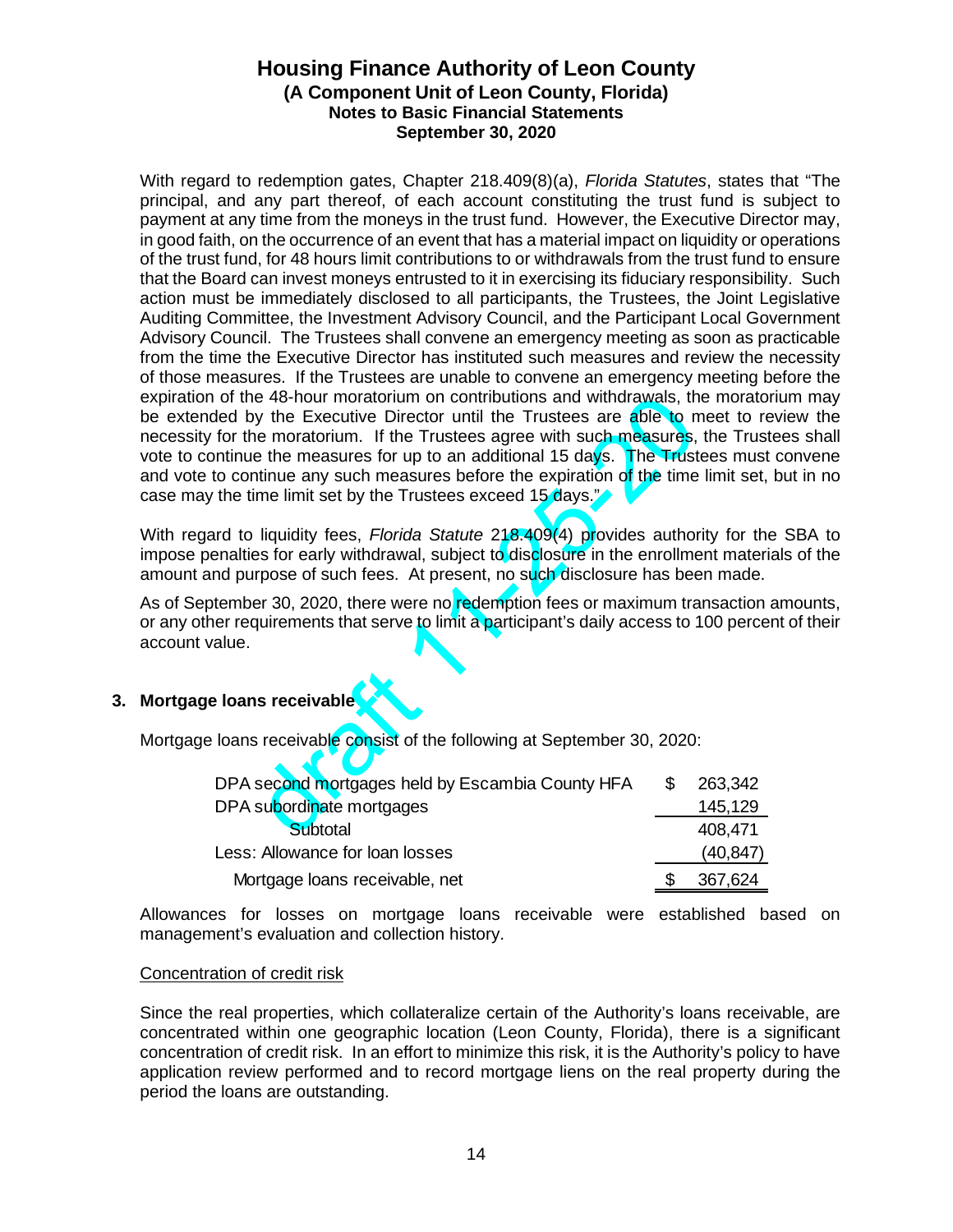With regard to redemption gates, Chapter 218.409(8)(a), *Florida Statutes*, states that "The principal, and any part thereof, of each account constituting the trust fund is subject to payment at any time from the moneys in the trust fund. However, the Executive Director may, in good faith, on the occurrence of an event that has a material impact on liquidity or operations of the trust fund, for 48 hours limit contributions to or withdrawals from the trust fund to ensure that the Board can invest moneys entrusted to it in exercising its fiduciary responsibility. Such action must be immediately disclosed to all participants, the Trustees, the Joint Legislative Auditing Committee, the Investment Advisory Council, and the Participant Local Government Advisory Council. The Trustees shall convene an emergency meeting as soon as practicable from the time the Executive Director has instituted such measures and review the necessity of those measures. If the Trustees are unable to convene an emergency meeting before the expiration of the 48-hour moratorium on contributions and withdrawals, the moratorium may be extended by the Executive Director until the Trustees are able to meet to review the necessity for the moratorium. If the Trustees agree with such measures, the Trustees shall vote to continue the measures for up to an additional 15 days. The Trustees must convene and vote to continue any such measures before the expiration of the time limit set, but in no case may the time limit set by the Trustees exceed 15 days."

With regard to liquidity fees, *Florida Statute* 218.409(4) provides authority for the SBA to impose penalties for early withdrawal, subject to disclosure in the enrollment materials of the amount and purpose of such fees. At present, no such disclosure has been made.

As of September 30, 2020, there were no redemption fees or maximum transaction amounts, or any other requirements that serve to limit a participant's daily access to 100 percent of their account value.

## 3. Mortgage loans receivable

Mortgage loans receivable consist of the following at September 30, 2020:

| | |
|---|---|
| DPA second mortgages held by Escambia County HFA | $ 263,342 |
| DPA subordinate mortgages | 145,129 |
| Subtotal | 408,471 |
| Less: Allowance for loan losses | (40,847) |
| Mortgage loans receivable, net | $ 367,624 |

Allowances for losses on mortgage loans receivable were established based on management's evaluation and collection history.

Concentration of credit risk

Since the real properties, which collateralize certain of the Authority's loans receivable, are concentrated within one geographic location (Leon County, Florida), there is a significant concentration of credit risk. In an effort to minimize this risk, it is the Authority's policy to have application review performed and to record mortgage liens on the real property during the period the loans are outstanding.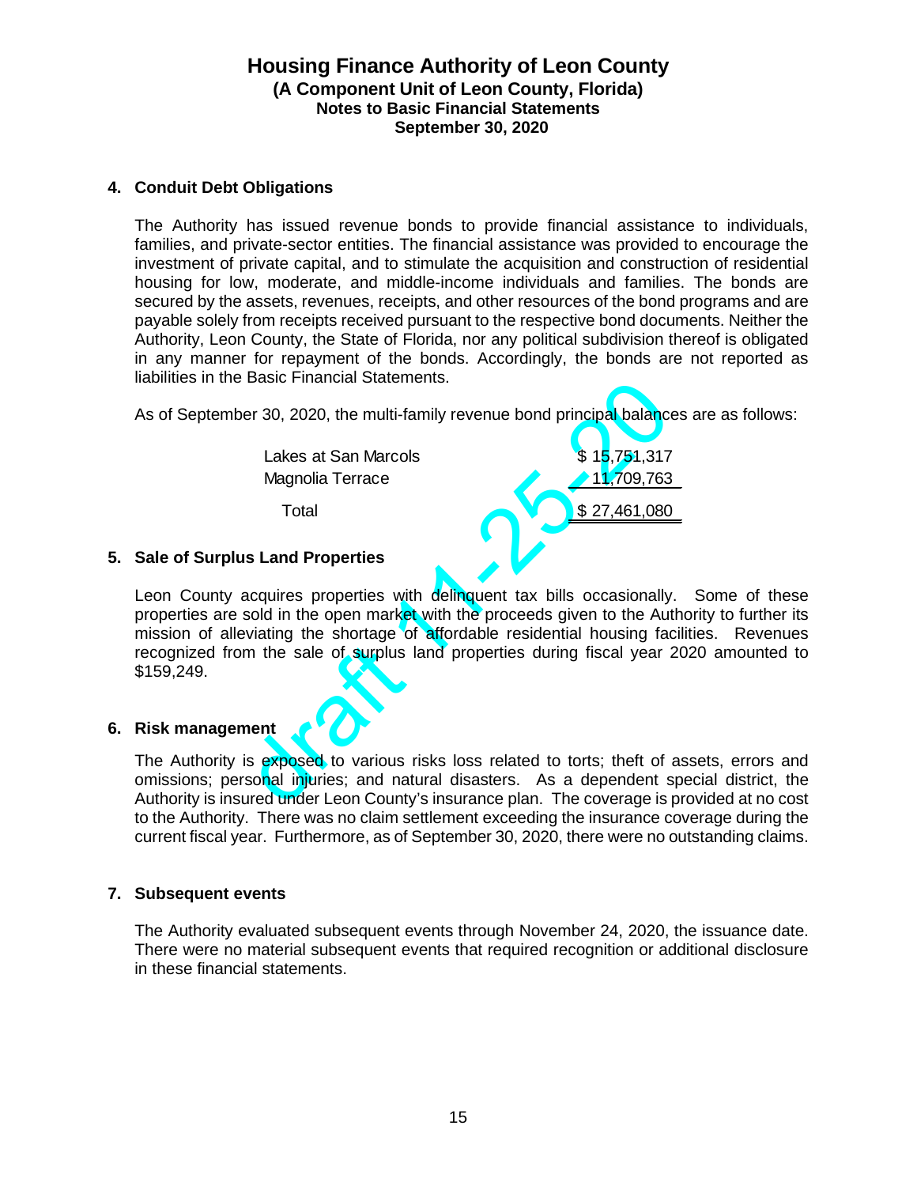## 4. Conduit Debt Obligations

The Authority has issued revenue bonds to provide financial assistance to individuals, families, and private-sector entities. The financial assistance was provided to encourage the investment of private capital, and to stimulate the acquisition and construction of residential housing for low, moderate, and middle-income individuals and families. The bonds are secured by the assets, revenues, receipts, and other resources of the bond programs and are payable solely from receipts received pursuant to the respective bond documents. Neither the Authority, Leon County, the State of Florida, nor any political subdivision thereof is obligated in any manner for repayment of the bonds. Accordingly, the bonds are not reported as liabilities in the Basic Financial Statements.

As of September 30, 2020, the multi-family revenue bond principal balances are as follows:

| | |
|---|---|
| Lakes at San Marcols | $ 15,751,317 |
| Magnolia Terrace | 11,709,763 |
| Total | $ 27,461,080 |

## 5. Sale of Surplus Land Properties

Leon County acquires properties with delinquent tax bills occasionally. Some of these properties are sold in the open market with the proceeds given to the Authority to further its mission of alleviating the shortage of affordable residential housing facilities. Revenues recognized from the sale of surplus land properties during fiscal year 2020 amounted to $159,249.

## 6. Risk management

The Authority is exposed to various risks loss related to torts; theft of assets, errors and omissions; personal injuries; and natural disasters. As a dependent special district, the Authority is insured under Leon County's insurance plan. The coverage is provided at no cost to the Authority. There was no claim settlement exceeding the insurance coverage during the current fiscal year. Furthermore, as of September 30, 2020, there were no outstanding claims.

## 7. Subsequent events

The Authority evaluated subsequent events through November 24, 2020, the issuance date. There were no material subsequent events that required recognition or additional disclosure in these financial statements.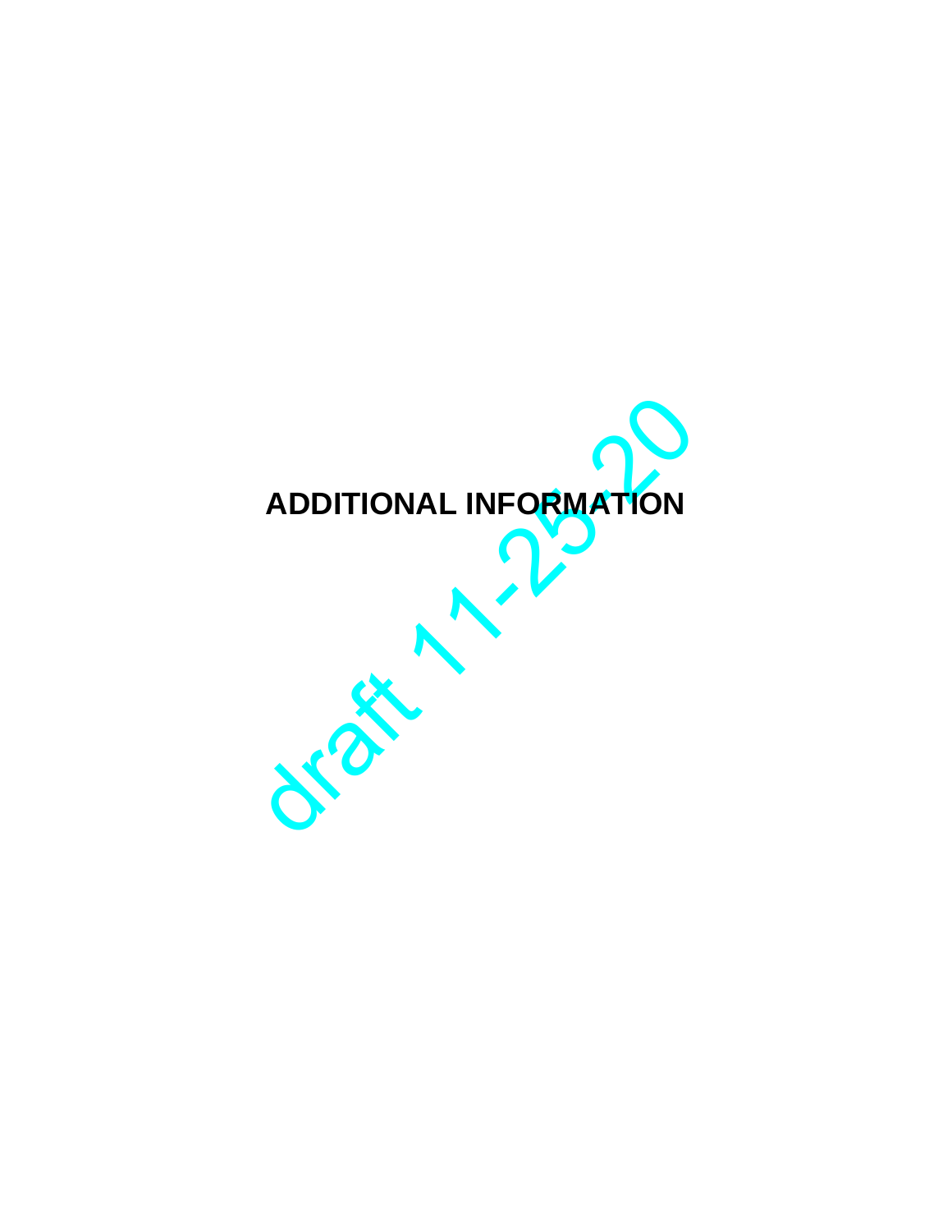# ADDITIONAL INFORMATION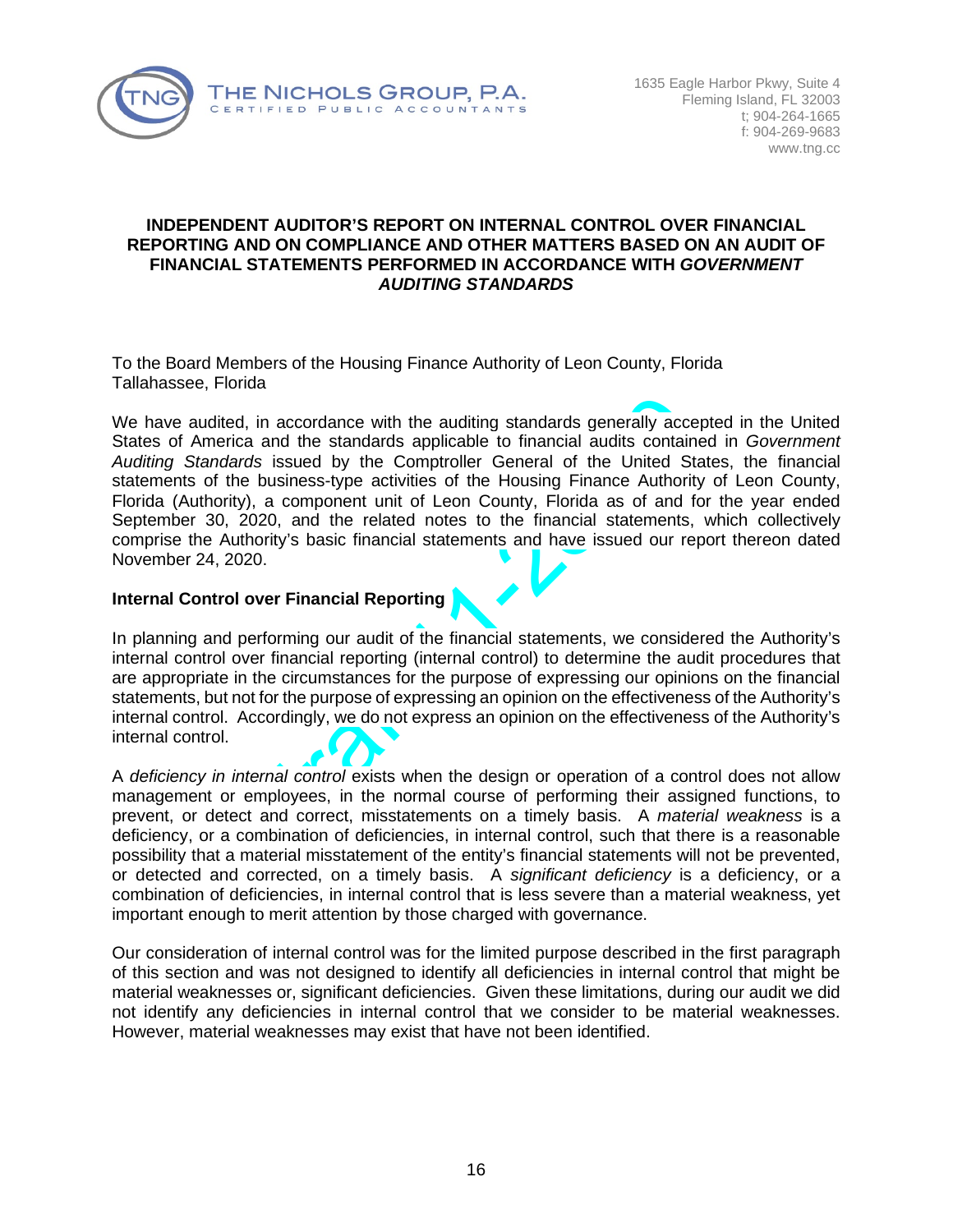THE NICHOLS GROUP, P.A.
CERTIFIED PUBLIC ACCOUNTANTS

1635 Eagle Harbor Pkwy, Suite 4
Fleming Island, FL 32003
t; 904-264-1665
f: 904-269-9683
www.tng.cc

## INDEPENDENT AUDITOR'S REPORT ON INTERNAL CONTROL OVER FINANCIAL REPORTING AND ON COMPLIANCE AND OTHER MATTERS BASED ON AN AUDIT OF FINANCIAL STATEMENTS PERFORMED IN ACCORDANCE WITH *GOVERNMENT AUDITING STANDARDS*

To the Board Members of the Housing Finance Authority of Leon County, Florida
Tallahassee, Florida

We have audited, in accordance with the auditing standards generally accepted in the United States of America and the standards applicable to financial audits contained in *Government Auditing Standards* issued by the Comptroller General of the United States, the financial statements of the business-type activities of the Housing Finance Authority of Leon County, Florida (Authority), a component unit of Leon County, Florida as of and for the year ended September 30, 2020, and the related notes to the financial statements, which collectively comprise the Authority's basic financial statements and have issued our report thereon dated November 24, 2020.

**Internal Control over Financial Reporting**

In planning and performing our audit of the financial statements, we considered the Authority's internal control over financial reporting (internal control) to determine the audit procedures that are appropriate in the circumstances for the purpose of expressing our opinions on the financial statements, but not for the purpose of expressing an opinion on the effectiveness of the Authority's internal control. Accordingly, we do not express an opinion on the effectiveness of the Authority's internal control.

A *deficiency in internal control* exists when the design or operation of a control does not allow management or employees, in the normal course of performing their assigned functions, to prevent, or detect and correct, misstatements on a timely basis. A *material weakness* is a deficiency, or a combination of deficiencies, in internal control, such that there is a reasonable possibility that a material misstatement of the entity's financial statements will not be prevented, or detected and corrected, on a timely basis. A *significant deficiency* is a deficiency, or a combination of deficiencies, in internal control that is less severe than a material weakness, yet important enough to merit attention by those charged with governance.

Our consideration of internal control was for the limited purpose described in the first paragraph of this section and was not designed to identify all deficiencies in internal control that might be material weaknesses or, significant deficiencies. Given these limitations, during our audit we did not identify any deficiencies in internal control that we consider to be material weaknesses. However, material weaknesses may exist that have not been identified.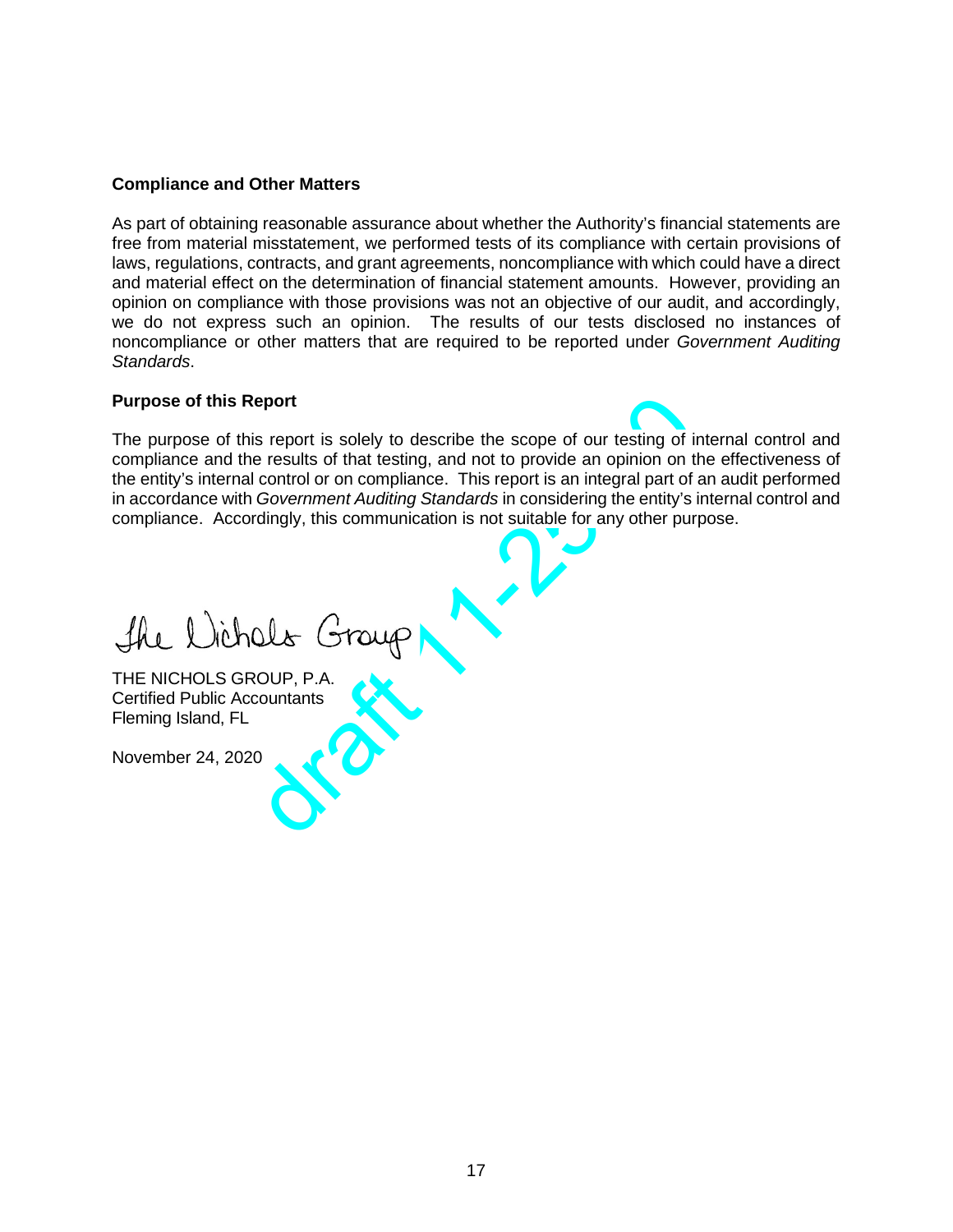## Compliance and Other Matters

As part of obtaining reasonable assurance about whether the Authority's financial statements are free from material misstatement, we performed tests of its compliance with certain provisions of laws, regulations, contracts, and grant agreements, noncompliance with which could have a direct and material effect on the determination of financial statement amounts. However, providing an opinion on compliance with those provisions was not an objective of our audit, and accordingly, we do not express such an opinion. The results of our tests disclosed no instances of noncompliance or other matters that are required to be reported under *Government Auditing Standards*.

## Purpose of this Report

The purpose of this report is solely to describe the scope of our testing of internal control and compliance and the results of that testing, and not to provide an opinion on the effectiveness of the entity's internal control or on compliance. This report is an integral part of an audit performed in accordance with *Government Auditing Standards* in considering the entity's internal control and compliance. Accordingly, this communication is not suitable for any other purpose.

The Nichols Group

THE NICHOLS GROUP, P.A.
Certified Public Accountants
Fleming Island, FL

November 24, 2020

draft 11-23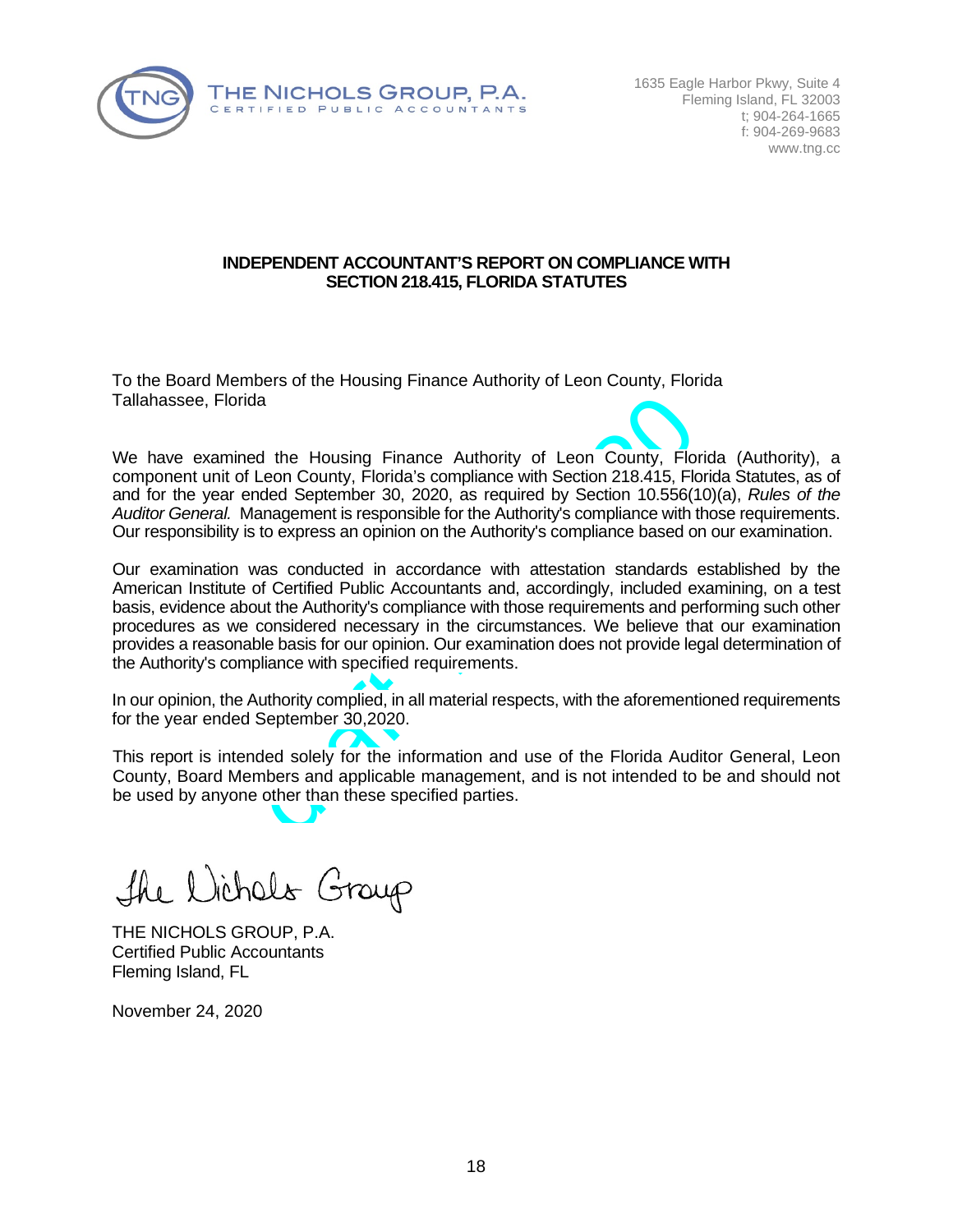THE NICHOLS GROUP, P.A.
CERTIFIED PUBLIC ACCOUNTANTS

1635 Eagle Harbor Pkwy, Suite 4
Fleming Island, FL 32003
t; 904-264-1665
f: 904-269-9683
www.tng.cc

## INDEPENDENT ACCOUNTANT'S REPORT ON COMPLIANCE WITH SECTION 218.415, FLORIDA STATUTES

To the Board Members of the Housing Finance Authority of Leon County, Florida
Tallahassee, Florida

We have examined the Housing Finance Authority of Leon County, Florida (Authority), a component unit of Leon County, Florida's compliance with Section 218.415, Florida Statutes, as of and for the year ended September 30, 2020, as required by Section 10.556(10)(a), *Rules of the Auditor General.* Management is responsible for the Authority's compliance with those requirements. Our responsibility is to express an opinion on the Authority's compliance based on our examination.

Our examination was conducted in accordance with attestation standards established by the American Institute of Certified Public Accountants and, accordingly, included examining, on a test basis, evidence about the Authority's compliance with those requirements and performing such other procedures as we considered necessary in the circumstances. We believe that our examination provides a reasonable basis for our opinion. Our examination does not provide legal determination of the Authority's compliance with specified requirements.

In our opinion, the Authority complied, in all material respects, with the aforementioned requirements for the year ended September 30,2020.

This report is intended solely for the information and use of the Florida Auditor General, Leon County, Board Members and applicable management, and is not intended to be and should not be used by anyone other than these specified parties.

The Nichols Group

THE NICHOLS GROUP, P.A.
Certified Public Accountants
Fleming Island, FL

November 24, 2020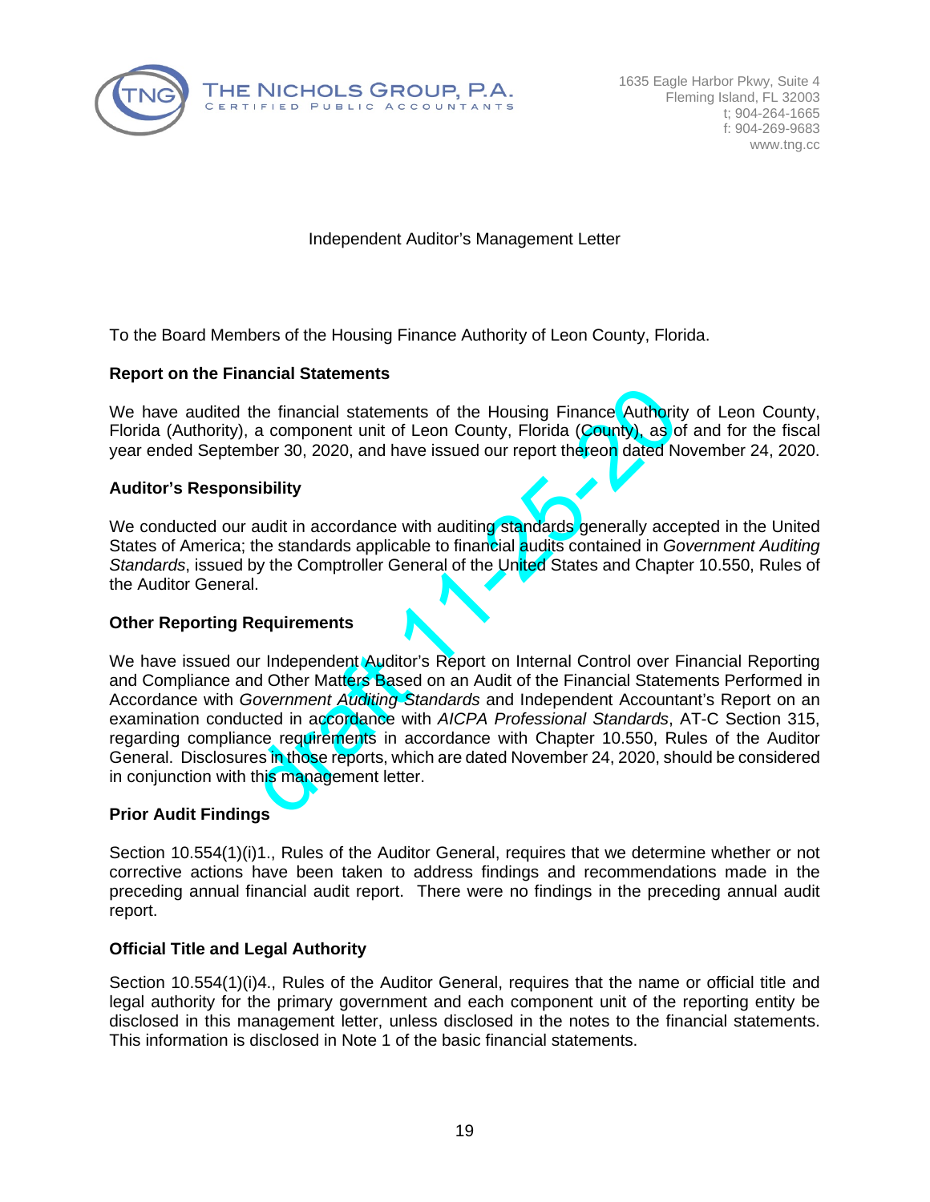THE NICHOLS GROUP, P.A.
CERTIFIED PUBLIC ACCOUNTANTS

1635 Eagle Harbor Pkwy, Suite 4
Fleming Island, FL 32003
t; 904-264-1665
f: 904-269-9683
www.tng.cc

# Independent Auditor's Management Letter

To the Board Members of the Housing Finance Authority of Leon County, Florida.

### Report on the Financial Statements

We have audited the financial statements of the Housing Finance Authority of Leon County, Florida (Authority), a component unit of Leon County, Florida (County), as of and for the fiscal year ended September 30, 2020, and have issued our report thereon dated November 24, 2020.

### Auditor's Responsibility

We conducted our audit in accordance with auditing standards generally accepted in the United States of America; the standards applicable to financial audits contained in *Government Auditing Standards*, issued by the Comptroller General of the United States and Chapter 10.550, Rules of the Auditor General.

### Other Reporting Requirements

We have issued our Independent Auditor's Report on Internal Control over Financial Reporting and Compliance and Other Matters Based on an Audit of the Financial Statements Performed in Accordance with *Government Auditing Standards* and Independent Accountant's Report on an examination conducted in accordance with *AICPA Professional Standards*, AT-C Section 315, regarding compliance requirements in accordance with Chapter 10.550, Rules of the Auditor General. Disclosures in those reports, which are dated November 24, 2020, should be considered in conjunction with this management letter.

### Prior Audit Findings

Section 10.554(1)(i)1., Rules of the Auditor General, requires that we determine whether or not corrective actions have been taken to address findings and recommendations made in the preceding annual financial audit report. There were no findings in the preceding annual audit report.

### Official Title and Legal Authority

Section 10.554(1)(i)4., Rules of the Auditor General, requires that the name or official title and legal authority for the primary government and each component unit of the reporting entity be disclosed in this management letter, unless disclosed in the notes to the financial statements. This information is disclosed in Note 1 of the basic financial statements.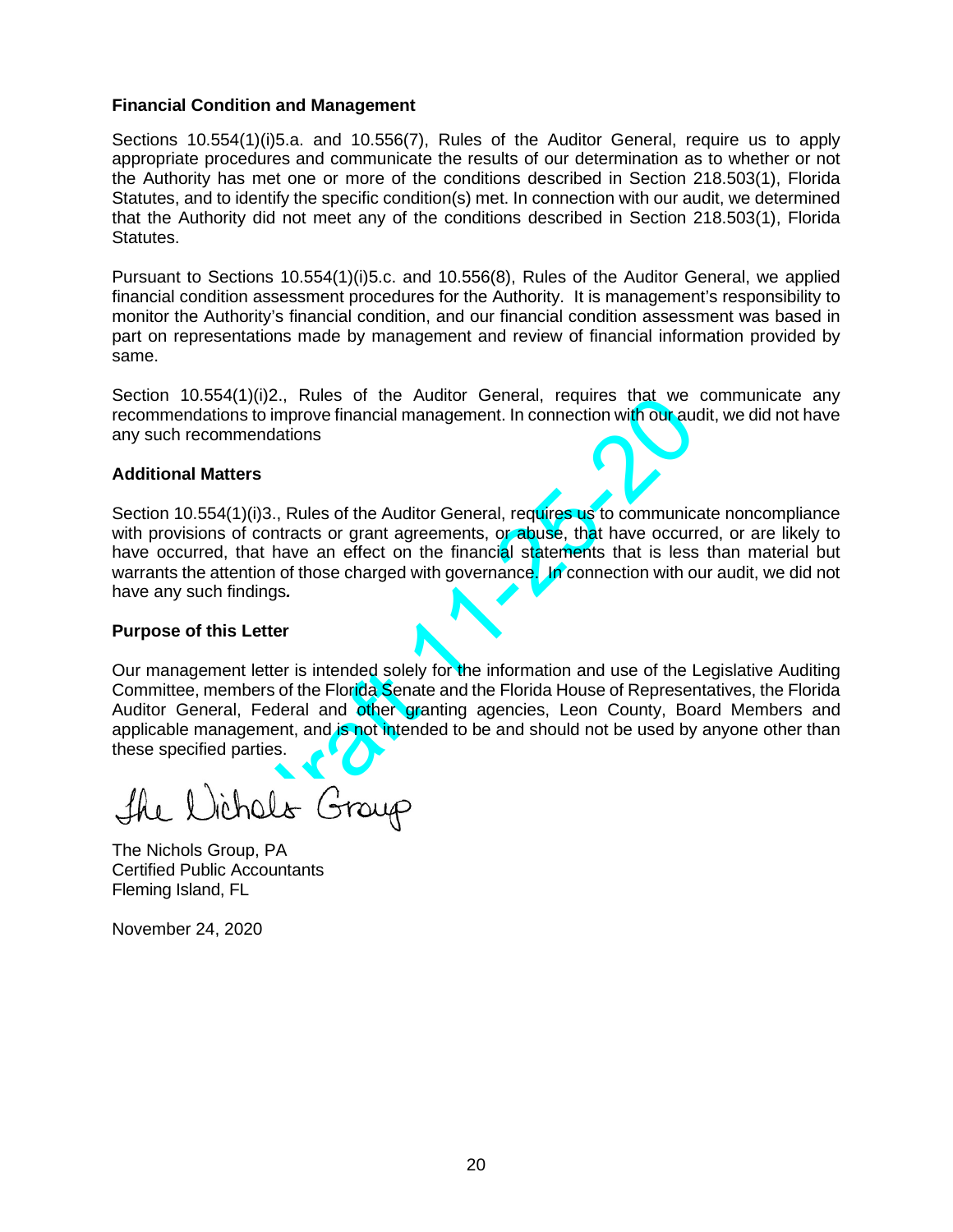### Financial Condition and Management

Sections 10.554(1)(i)5.a. and 10.556(7), Rules of the Auditor General, require us to apply appropriate procedures and communicate the results of our determination as to whether or not the Authority has met one or more of the conditions described in Section 218.503(1), Florida Statutes, and to identify the specific condition(s) met. In connection with our audit, we determined that the Authority did not meet any of the conditions described in Section 218.503(1), Florida Statutes.

Pursuant to Sections 10.554(1)(i)5.c. and 10.556(8), Rules of the Auditor General, we applied financial condition assessment procedures for the Authority. It is management's responsibility to monitor the Authority's financial condition, and our financial condition assessment was based in part on representations made by management and review of financial information provided by same.

Section 10.554(1)(i)2., Rules of the Auditor General, requires that we communicate any recommendations to improve financial management. In connection with our audit, we did not have any such recommendations

### Additional Matters

Section 10.554(1)(i)3., Rules of the Auditor General, requires us to communicate noncompliance with provisions of contracts or grant agreements, or abuse, that have occurred, or are likely to have occurred, that have an effect on the financial statements that is less than material but warrants the attention of those charged with governance. In connection with our audit, we did not have any such findings**.**

### Purpose of this Letter

Our management letter is intended solely for the information and use of the Legislative Auditing Committee, members of the Florida Senate and the Florida House of Representatives, the Florida Auditor General, Federal and other granting agencies, Leon County, Board Members and applicable management, and is not intended to be and should not be used by anyone other than these specified parties.

The Nichols Group

The Nichols Group, PA
Certified Public Accountants
Fleming Island, FL

November 24, 2020

Draft 11-25-20